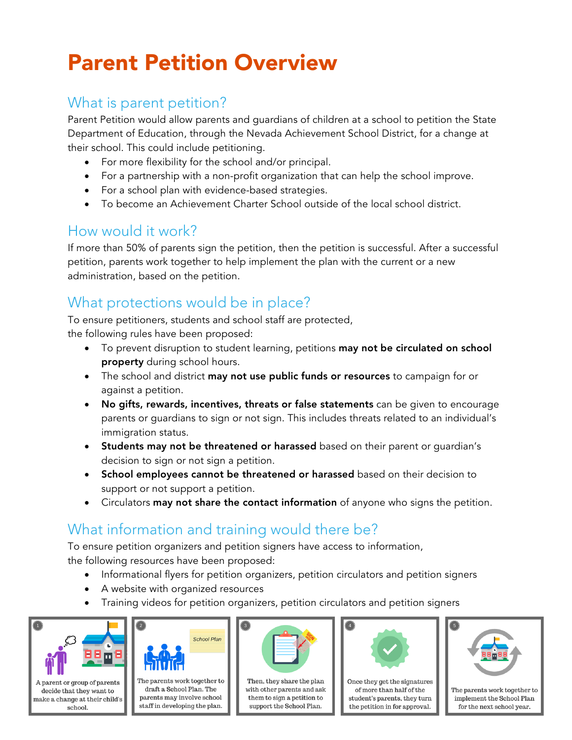# Parent Petition Overview

## What is parent petition?

Parent Petition would allow parents and guardians of children at a school to petition the State Department of Education, through the Nevada Achievement School District, for a change at their school. This could include petitioning.

- For more flexibility for the school and/or principal.
- For a partnership with a non-profit organization that can help the school improve.
- For a school plan with evidence-based strategies.
- To become an Achievement Charter School outside of the local school district.

## How would it work?

If more than 50% of parents sign the petition, then the petition is successful. After a successful petition, parents work together to help implement the plan with the current or a new administration, based on the petition.

## What protections would be in place?

To ensure petitioners, students and school staff are protected, the following rules have been proposed:

- To prevent disruption to student learning, petitions **may not be circulated on school property** during school hours.
- The school and district **may not use public funds or resources** to campaign for or against a petition.
- **No gifts, rewards, incentives, threats or false statements** can be given to encourage parents or guardians to sign or not sign. This includes threats related to an individual's immigration status.
- **Students may not be threatened or harassed** based on their parent or guardian's decision to sign or not sign a petition.
- **School employees cannot be threatened or harassed** based on their decision to support or not support a petition.
- Circulators **may not share the contact information** of anyone who signs the petition.

## What information and training would there be?

To ensure petition organizers and petition signers have access to information, the following resources have been proposed:

- Informational flyers for petition organizers, petition circulators and petition signers
- A website with organized resources
- Training videos for petition organizers, petition circulators and petition signers

1. A parent or group of parents decide that they want to make a change at their child's school.
2. The parents work together to draft a School Plan. The parents may involve school staff in developing the plan.
3. Then, they share the plan with other parents and ask them to sign a petition to support the School Plan.
4. Once they get the signatures of more than half of the student's parents, they turn the petition in for approval.
5. The parents work together to implement the School Plan for the next school year.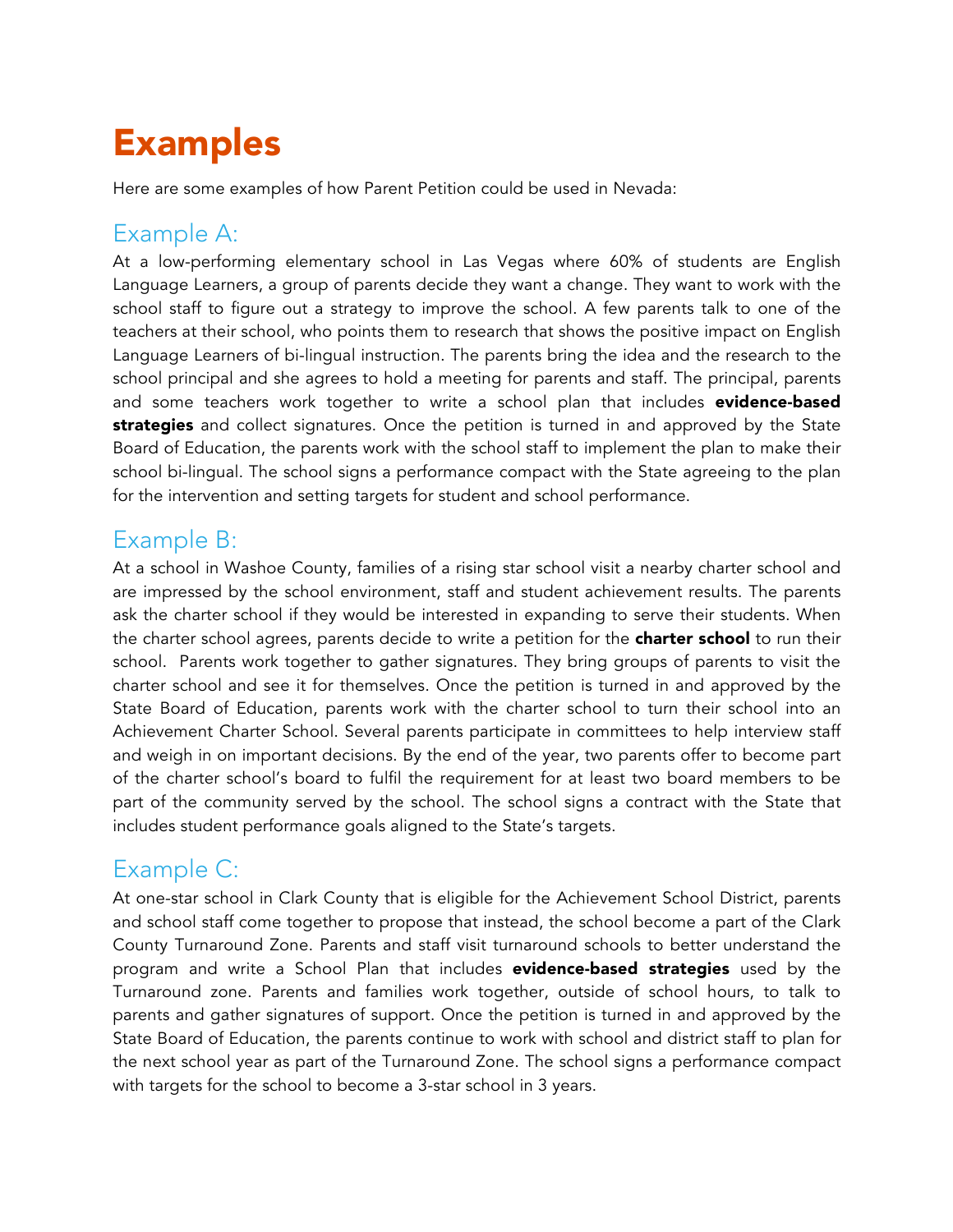# Examples

Here are some examples of how Parent Petition could be used in Nevada:

## Example A:

At a low-performing elementary school in Las Vegas where 60% of students are English Language Learners, a group of parents decide they want a change. They want to work with the school staff to figure out a strategy to improve the school. A few parents talk to one of the teachers at their school, who points them to research that shows the positive impact on English Language Learners of bi-lingual instruction. The parents bring the idea and the research to the school principal and she agrees to hold a meeting for parents and staff. The principal, parents and some teachers work together to write a school plan that includes **evidence-based strategies** and collect signatures. Once the petition is turned in and approved by the State Board of Education, the parents work with the school staff to implement the plan to make their school bi-lingual. The school signs a performance compact with the State agreeing to the plan for the intervention and setting targets for student and school performance.

## Example B:

At a school in Washoe County, families of a rising star school visit a nearby charter school and are impressed by the school environment, staff and student achievement results. The parents ask the charter school if they would be interested in expanding to serve their students. When the charter school agrees, parents decide to write a petition for the **charter school** to run their school. Parents work together to gather signatures. They bring groups of parents to visit the charter school and see it for themselves. Once the petition is turned in and approved by the State Board of Education, parents work with the charter school to turn their school into an Achievement Charter School. Several parents participate in committees to help interview staff and weigh in on important decisions. By the end of the year, two parents offer to become part of the charter school's board to fulfil the requirement for at least two board members to be part of the community served by the school. The school signs a contract with the State that includes student performance goals aligned to the State's targets.

## Example C:

At one-star school in Clark County that is eligible for the Achievement School District, parents and school staff come together to propose that instead, the school become a part of the Clark County Turnaround Zone. Parents and staff visit turnaround schools to better understand the program and write a School Plan that includes **evidence-based strategies** used by the Turnaround zone. Parents and families work together, outside of school hours, to talk to parents and gather signatures of support. Once the petition is turned in and approved by the State Board of Education, the parents continue to work with school and district staff to plan for the next school year as part of the Turnaround Zone. The school signs a performance compact with targets for the school to become a 3-star school in 3 years.